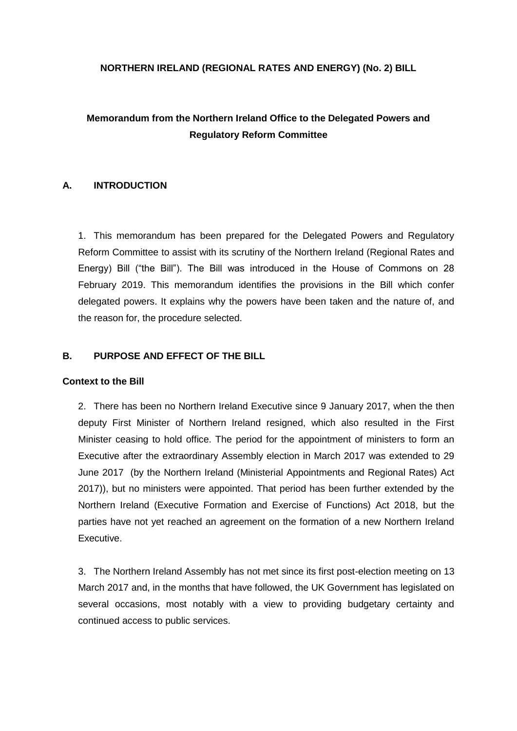**NORTHERN IRELAND (REGIONAL RATES AND ENERGY) (No. 2) BILL**

**Memorandum from the Northern Ireland Office to the Delegated Powers and Regulatory Reform Committee**

## A. INTRODUCTION

1. This memorandum has been prepared for the Delegated Powers and Regulatory Reform Committee to assist with its scrutiny of the Northern Ireland (Regional Rates and Energy) Bill ("the Bill"). The Bill was introduced in the House of Commons on 28 February 2019. This memorandum identifies the provisions in the Bill which confer delegated powers. It explains why the powers have been taken and the nature of, and the reason for, the procedure selected.

## B. PURPOSE AND EFFECT OF THE BILL

### Context to the Bill

2. There has been no Northern Ireland Executive since 9 January 2017, when the then deputy First Minister of Northern Ireland resigned, which also resulted in the First Minister ceasing to hold office. The period for the appointment of ministers to form an Executive after the extraordinary Assembly election in March 2017 was extended to 29 June 2017 (by the Northern Ireland (Ministerial Appointments and Regional Rates) Act 2017)), but no ministers were appointed. That period has been further extended by the Northern Ireland (Executive Formation and Exercise of Functions) Act 2018, but the parties have not yet reached an agreement on the formation of a new Northern Ireland Executive.

3. The Northern Ireland Assembly has not met since its first post-election meeting on 13 March 2017 and, in the months that have followed, the UK Government has legislated on several occasions, most notably with a view to providing budgetary certainty and continued access to public services.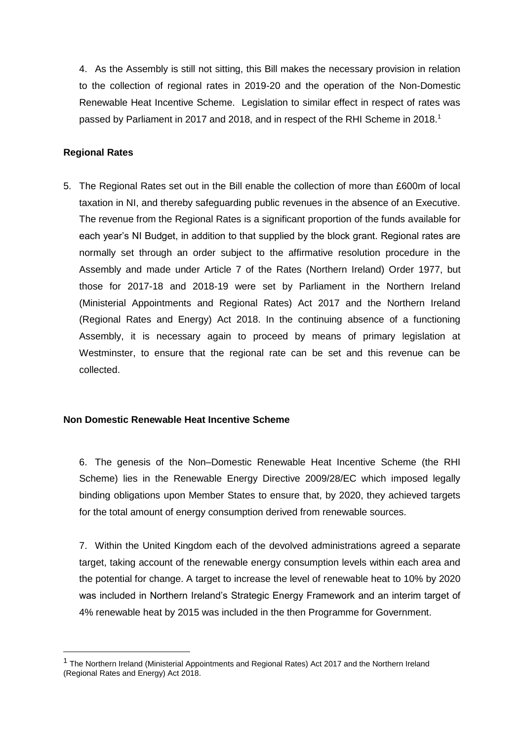4. As the Assembly is still not sitting, this Bill makes the necessary provision in relation to the collection of regional rates in 2019-20 and the operation of the Non-Domestic Renewable Heat Incentive Scheme. Legislation to similar effect in respect of rates was passed by Parliament in 2017 and 2018, and in respect of the RHI Scheme in 2018.[1]

**Regional Rates**

5. The Regional Rates set out in the Bill enable the collection of more than £600m of local taxation in NI, and thereby safeguarding public revenues in the absence of an Executive. The revenue from the Regional Rates is a significant proportion of the funds available for each year's NI Budget, in addition to that supplied by the block grant. Regional rates are normally set through an order subject to the affirmative resolution procedure in the Assembly and made under Article 7 of the Rates (Northern Ireland) Order 1977, but those for 2017-18 and 2018-19 were set by Parliament in the Northern Ireland (Ministerial Appointments and Regional Rates) Act 2017 and the Northern Ireland (Regional Rates and Energy) Act 2018. In the continuing absence of a functioning Assembly, it is necessary again to proceed by means of primary legislation at Westminster, to ensure that the regional rate can be set and this revenue can be collected.

**Non Domestic Renewable Heat Incentive Scheme**

6. The genesis of the Non–Domestic Renewable Heat Incentive Scheme (the RHI Scheme) lies in the Renewable Energy Directive 2009/28/EC which imposed legally binding obligations upon Member States to ensure that, by 2020, they achieved targets for the total amount of energy consumption derived from renewable sources.

7. Within the United Kingdom each of the devolved administrations agreed a separate target, taking account of the renewable energy consumption levels within each area and the potential for change. A target to increase the level of renewable heat to 10% by 2020 was included in Northern Ireland's Strategic Energy Framework and an interim target of 4% renewable heat by 2015 was included in the then Programme for Government.

[1] The Northern Ireland (Ministerial Appointments and Regional Rates) Act 2017 and the Northern Ireland (Regional Rates and Energy) Act 2018.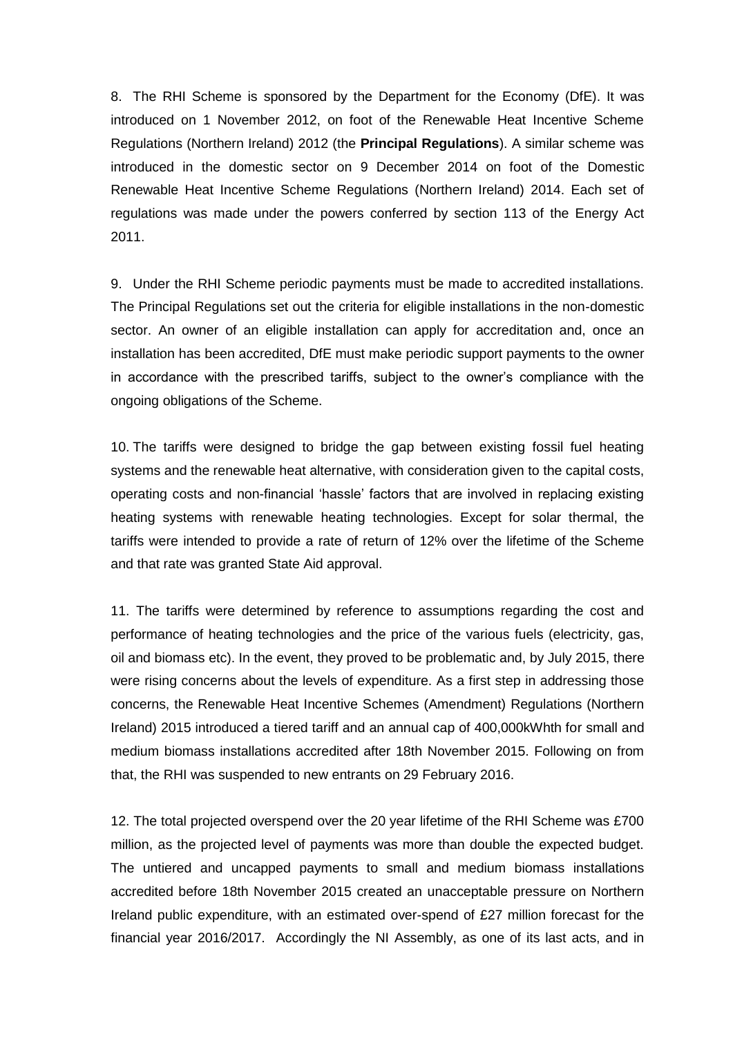8. The RHI Scheme is sponsored by the Department for the Economy (DfE). It was introduced on 1 November 2012, on foot of the Renewable Heat Incentive Scheme Regulations (Northern Ireland) 2012 (the **Principal Regulations**). A similar scheme was introduced in the domestic sector on 9 December 2014 on foot of the Domestic Renewable Heat Incentive Scheme Regulations (Northern Ireland) 2014. Each set of regulations was made under the powers conferred by section 113 of the Energy Act 2011.

9. Under the RHI Scheme periodic payments must be made to accredited installations. The Principal Regulations set out the criteria for eligible installations in the non-domestic sector. An owner of an eligible installation can apply for accreditation and, once an installation has been accredited, DfE must make periodic support payments to the owner in accordance with the prescribed tariffs, subject to the owner's compliance with the ongoing obligations of the Scheme.

10. The tariffs were designed to bridge the gap between existing fossil fuel heating systems and the renewable heat alternative, with consideration given to the capital costs, operating costs and non-financial 'hassle' factors that are involved in replacing existing heating systems with renewable heating technologies. Except for solar thermal, the tariffs were intended to provide a rate of return of 12% over the lifetime of the Scheme and that rate was granted State Aid approval.

11. The tariffs were determined by reference to assumptions regarding the cost and performance of heating technologies and the price of the various fuels (electricity, gas, oil and biomass etc). In the event, they proved to be problematic and, by July 2015, there were rising concerns about the levels of expenditure. As a first step in addressing those concerns, the Renewable Heat Incentive Schemes (Amendment) Regulations (Northern Ireland) 2015 introduced a tiered tariff and an annual cap of 400,000kWhth for small and medium biomass installations accredited after 18th November 2015. Following on from that, the RHI was suspended to new entrants on 29 February 2016.

12. The total projected overspend over the 20 year lifetime of the RHI Scheme was £700 million, as the projected level of payments was more than double the expected budget. The untiered and uncapped payments to small and medium biomass installations accredited before 18th November 2015 created an unacceptable pressure on Northern Ireland public expenditure, with an estimated over-spend of £27 million forecast for the financial year 2016/2017. Accordingly the NI Assembly, as one of its last acts, and in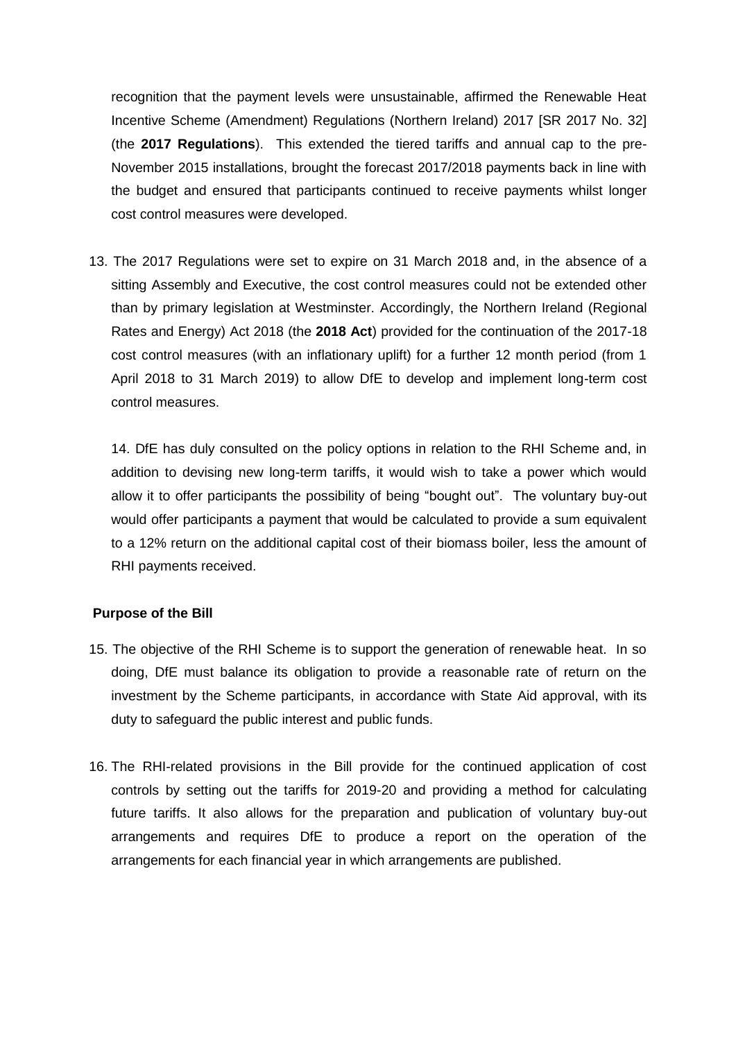recognition that the payment levels were unsustainable, affirmed the Renewable Heat Incentive Scheme (Amendment) Regulations (Northern Ireland) 2017 [SR 2017 No. 32] (the **2017 Regulations**). This extended the tiered tariffs and annual cap to the pre-November 2015 installations, brought the forecast 2017/2018 payments back in line with the budget and ensured that participants continued to receive payments whilst longer cost control measures were developed.

13. The 2017 Regulations were set to expire on 31 March 2018 and, in the absence of a sitting Assembly and Executive, the cost control measures could not be extended other than by primary legislation at Westminster. Accordingly, the Northern Ireland (Regional Rates and Energy) Act 2018 (the **2018 Act**) provided for the continuation of the 2017-18 cost control measures (with an inflationary uplift) for a further 12 month period (from 1 April 2018 to 31 March 2019) to allow DfE to develop and implement long-term cost control measures.

    14. DfE has duly consulted on the policy options in relation to the RHI Scheme and, in addition to devising new long-term tariffs, it would wish to take a power which would allow it to offer participants the possibility of being "bought out". The voluntary buy-out would offer participants a payment that would be calculated to provide a sum equivalent to a 12% return on the additional capital cost of their biomass boiler, less the amount of RHI payments received.

**Purpose of the Bill**

15. The objective of the RHI Scheme is to support the generation of renewable heat. In so doing, DfE must balance its obligation to provide a reasonable rate of return on the investment by the Scheme participants, in accordance with State Aid approval, with its duty to safeguard the public interest and public funds.

16. The RHI-related provisions in the Bill provide for the continued application of cost controls by setting out the tariffs for 2019-20 and providing a method for calculating future tariffs. It also allows for the preparation and publication of voluntary buy-out arrangements and requires DfE to produce a report on the operation of the arrangements for each financial year in which arrangements are published.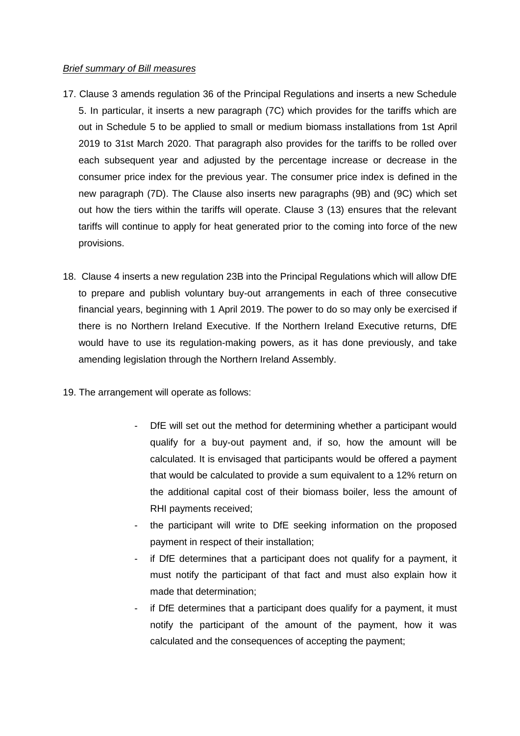*Brief summary of Bill measures*

17. Clause 3 amends regulation 36 of the Principal Regulations and inserts a new Schedule 5. In particular, it inserts a new paragraph (7C) which provides for the tariffs which are out in Schedule 5 to be applied to small or medium biomass installations from 1st April 2019 to 31st March 2020. That paragraph also provides for the tariffs to be rolled over each subsequent year and adjusted by the percentage increase or decrease in the consumer price index for the previous year. The consumer price index is defined in the new paragraph (7D). The Clause also inserts new paragraphs (9B) and (9C) which set out how the tiers within the tariffs will operate. Clause 3 (13) ensures that the relevant tariffs will continue to apply for heat generated prior to the coming into force of the new provisions.

18. Clause 4 inserts a new regulation 23B into the Principal Regulations which will allow DfE to prepare and publish voluntary buy-out arrangements in each of three consecutive financial years, beginning with 1 April 2019. The power to do so may only be exercised if there is no Northern Ireland Executive. If the Northern Ireland Executive returns, DfE would have to use its regulation-making powers, as it has done previously, and take amending legislation through the Northern Ireland Assembly.

19. The arrangement will operate as follows:

    - DfE will set out the method for determining whether a participant would qualify for a buy-out payment and, if so, how the amount will be calculated. It is envisaged that participants would be offered a payment that would be calculated to provide a sum equivalent to a 12% return on the additional capital cost of their biomass boiler, less the amount of RHI payments received;
    - the participant will write to DfE seeking information on the proposed payment in respect of their installation;
    - if DfE determines that a participant does not qualify for a payment, it must notify the participant of that fact and must also explain how it made that determination;
    - if DfE determines that a participant does qualify for a payment, it must notify the participant of the amount of the payment, how it was calculated and the consequences of accepting the payment;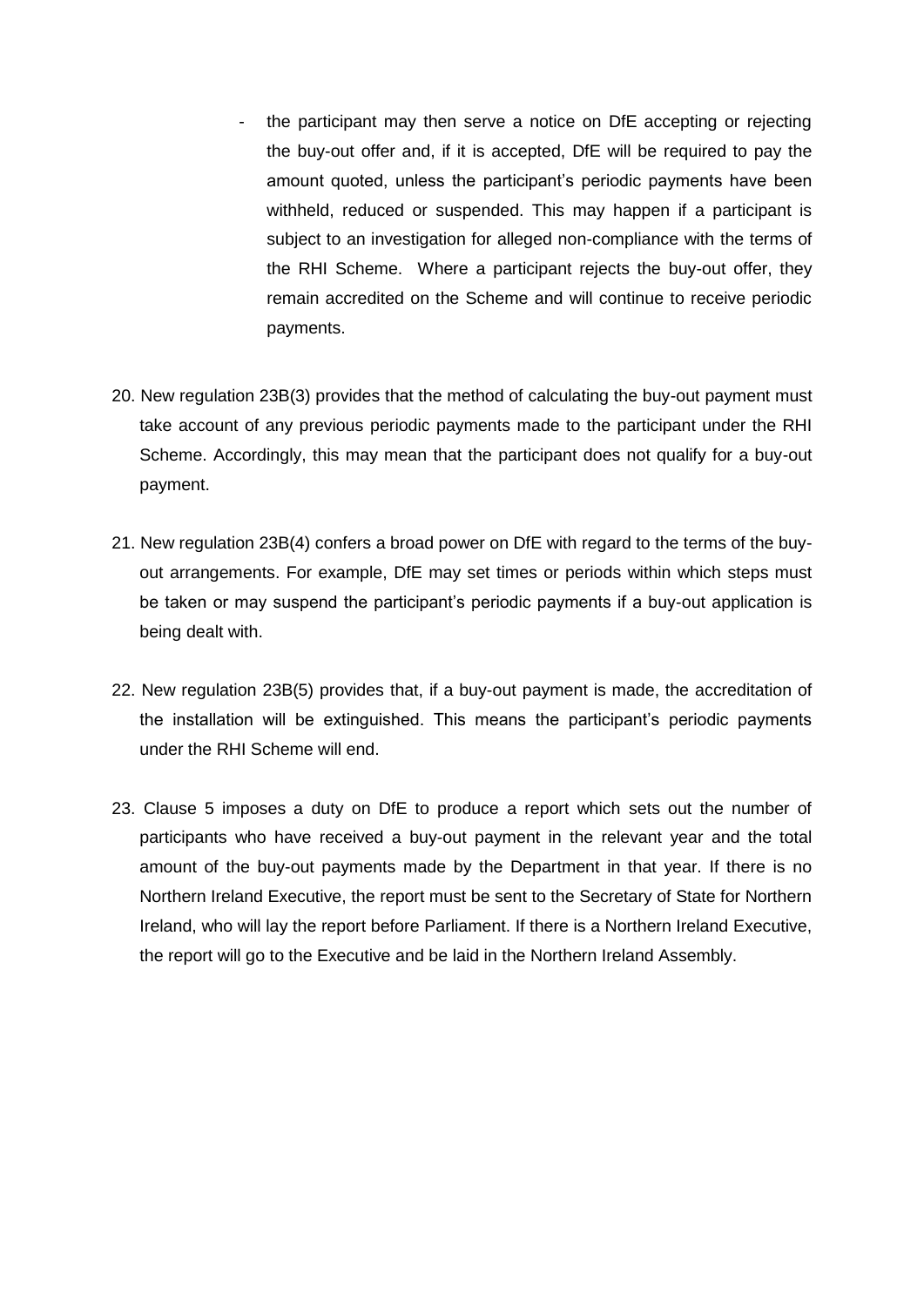- the participant may then serve a notice on DfE accepting or rejecting the buy-out offer and, if it is accepted, DfE will be required to pay the amount quoted, unless the participant's periodic payments have been withheld, reduced or suspended. This may happen if a participant is subject to an investigation for alleged non-compliance with the terms of the RHI Scheme. Where a participant rejects the buy-out offer, they remain accredited on the Scheme and will continue to receive periodic payments.

20. New regulation 23B(3) provides that the method of calculating the buy-out payment must take account of any previous periodic payments made to the participant under the RHI Scheme. Accordingly, this may mean that the participant does not qualify for a buy-out payment.

21. New regulation 23B(4) confers a broad power on DfE with regard to the terms of the buy-out arrangements. For example, DfE may set times or periods within which steps must be taken or may suspend the participant's periodic payments if a buy-out application is being dealt with.

22. New regulation 23B(5) provides that, if a buy-out payment is made, the accreditation of the installation will be extinguished. This means the participant's periodic payments under the RHI Scheme will end.

23. Clause 5 imposes a duty on DfE to produce a report which sets out the number of participants who have received a buy-out payment in the relevant year and the total amount of the buy-out payments made by the Department in that year. If there is no Northern Ireland Executive, the report must be sent to the Secretary of State for Northern Ireland, who will lay the report before Parliament. If there is a Northern Ireland Executive, the report will go to the Executive and be laid in the Northern Ireland Assembly.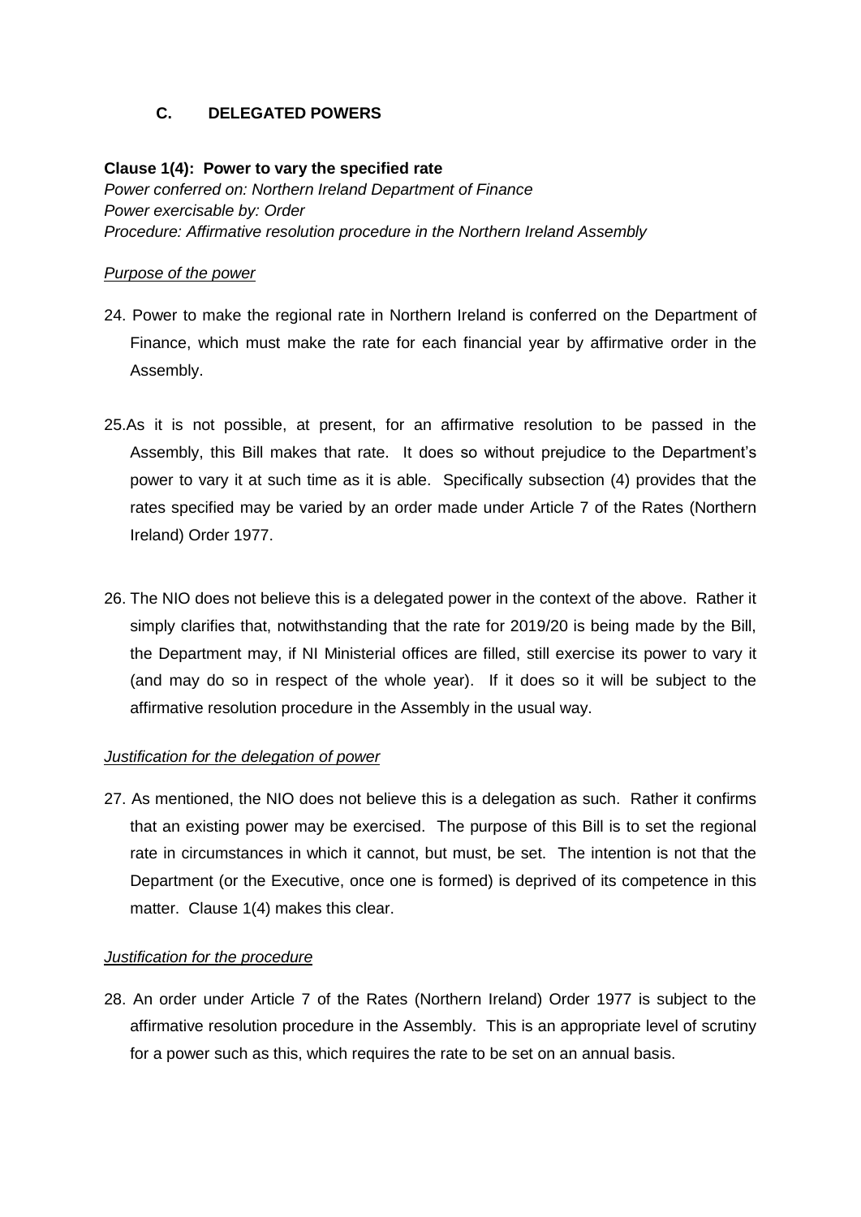## C. DELEGATED POWERS

**Clause 1(4): Power to vary the specified rate**
*Power conferred on: Northern Ireland Department of Finance*
*Power exercisable by: Order*
*Procedure: Affirmative resolution procedure in the Northern Ireland Assembly*

*Purpose of the power*

24. Power to make the regional rate in Northern Ireland is conferred on the Department of Finance, which must make the rate for each financial year by affirmative order in the Assembly.

25. As it is not possible, at present, for an affirmative resolution to be passed in the Assembly, this Bill makes that rate. It does so without prejudice to the Department's power to vary it at such time as it is able. Specifically subsection (4) provides that the rates specified may be varied by an order made under Article 7 of the Rates (Northern Ireland) Order 1977.

26. The NIO does not believe this is a delegated power in the context of the above. Rather it simply clarifies that, notwithstanding that the rate for 2019/20 is being made by the Bill, the Department may, if NI Ministerial offices are filled, still exercise its power to vary it (and may do so in respect of the whole year). If it does so it will be subject to the affirmative resolution procedure in the Assembly in the usual way.

*Justification for the delegation of power*

27. As mentioned, the NIO does not believe this is a delegation as such. Rather it confirms that an existing power may be exercised. The purpose of this Bill is to set the regional rate in circumstances in which it cannot, but must, be set. The intention is not that the Department (or the Executive, once one is formed) is deprived of its competence in this matter. Clause 1(4) makes this clear.

*Justification for the procedure*

28. An order under Article 7 of the Rates (Northern Ireland) Order 1977 is subject to the affirmative resolution procedure in the Assembly. This is an appropriate level of scrutiny for a power such as this, which requires the rate to be set on an annual basis.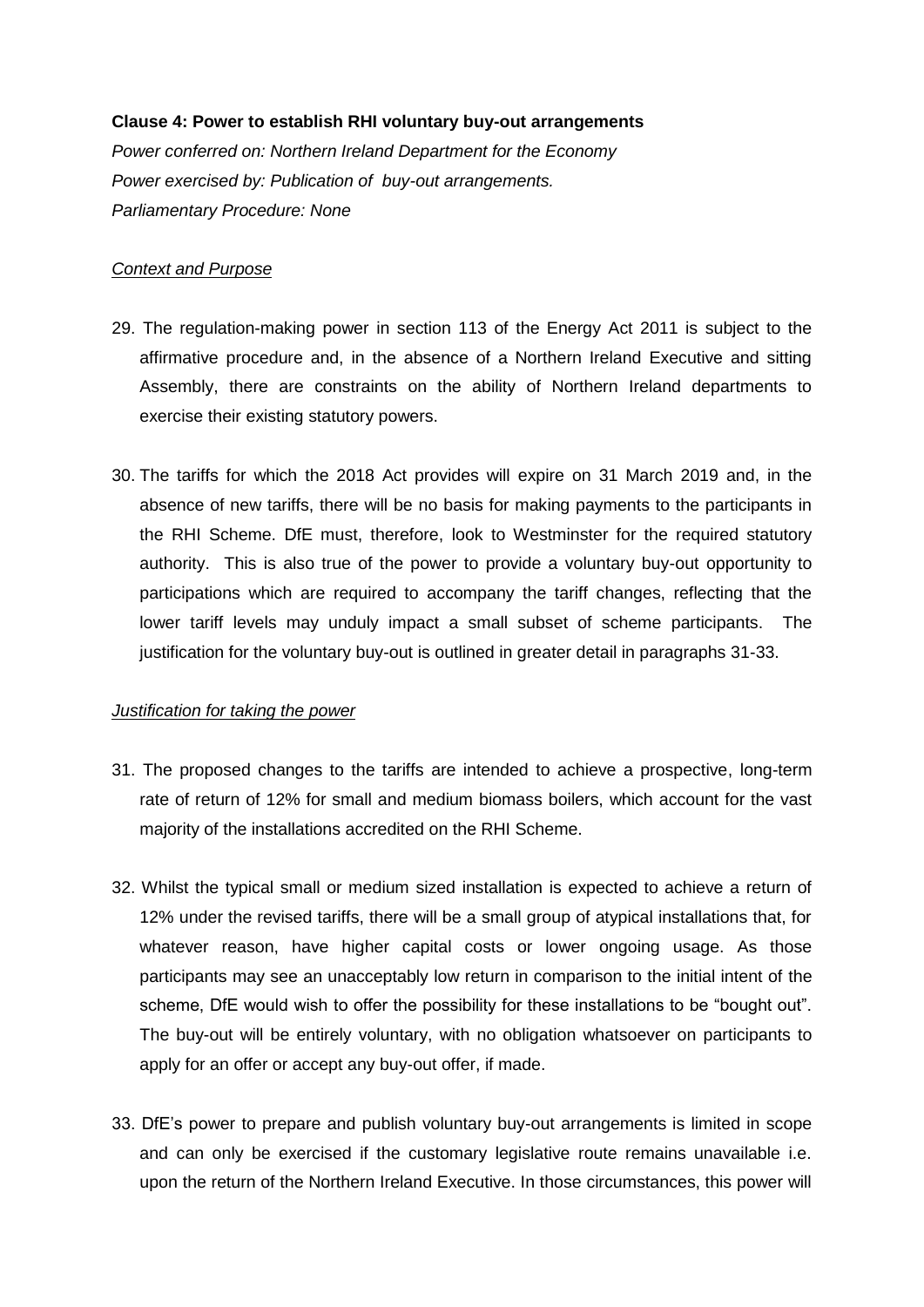**Clause 4: Power to establish RHI voluntary buy-out arrangements**

*Power conferred on: Northern Ireland Department for the Economy*

*Power exercised by: Publication of buy-out arrangements.*

*Parliamentary Procedure: None*

*Context and Purpose*

29. The regulation-making power in section 113 of the Energy Act 2011 is subject to the affirmative procedure and, in the absence of a Northern Ireland Executive and sitting Assembly, there are constraints on the ability of Northern Ireland departments to exercise their existing statutory powers.

30. The tariffs for which the 2018 Act provides will expire on 31 March 2019 and, in the absence of new tariffs, there will be no basis for making payments to the participants in the RHI Scheme. DfE must, therefore, look to Westminster for the required statutory authority. This is also true of the power to provide a voluntary buy-out opportunity to participations which are required to accompany the tariff changes, reflecting that the lower tariff levels may unduly impact a small subset of scheme participants. The justification for the voluntary buy-out is outlined in greater detail in paragraphs 31-33.

*Justification for taking the power*

31. The proposed changes to the tariffs are intended to achieve a prospective, long-term rate of return of 12% for small and medium biomass boilers, which account for the vast majority of the installations accredited on the RHI Scheme.

32. Whilst the typical small or medium sized installation is expected to achieve a return of 12% under the revised tariffs, there will be a small group of atypical installations that, for whatever reason, have higher capital costs or lower ongoing usage. As those participants may see an unacceptably low return in comparison to the initial intent of the scheme, DfE would wish to offer the possibility for these installations to be "bought out". The buy-out will be entirely voluntary, with no obligation whatsoever on participants to apply for an offer or accept any buy-out offer, if made.

33. DfE's power to prepare and publish voluntary buy-out arrangements is limited in scope and can only be exercised if the customary legislative route remains unavailable i.e. upon the return of the Northern Ireland Executive. In those circumstances, this power will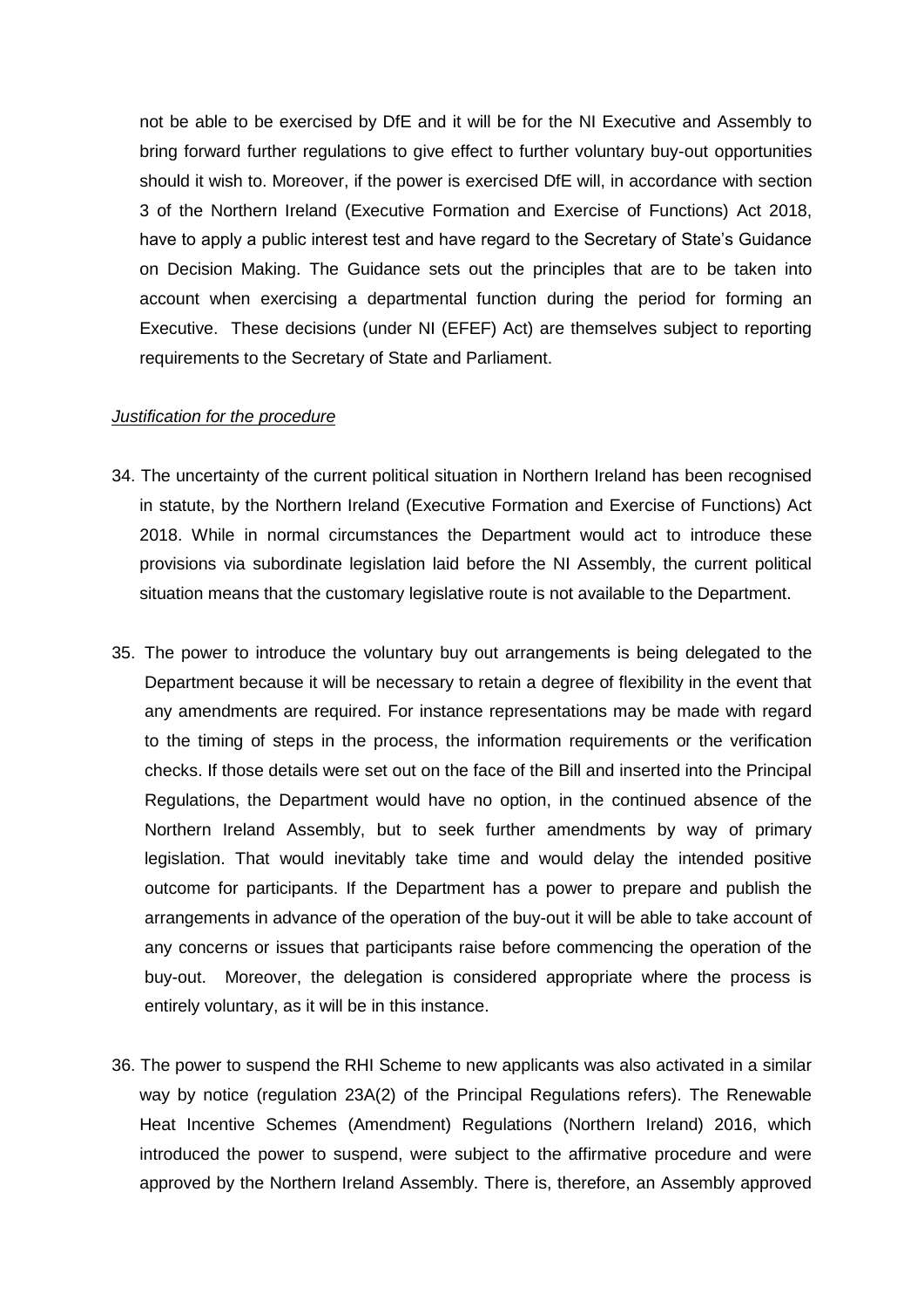not be able to be exercised by DfE and it will be for the NI Executive and Assembly to bring forward further regulations to give effect to further voluntary buy-out opportunities should it wish to. Moreover, if the power is exercised DfE will, in accordance with section 3 of the Northern Ireland (Executive Formation and Exercise of Functions) Act 2018, have to apply a public interest test and have regard to the Secretary of State's Guidance on Decision Making. The Guidance sets out the principles that are to be taken into account when exercising a departmental function during the period for forming an Executive. These decisions (under NI (EFEF) Act) are themselves subject to reporting requirements to the Secretary of State and Parliament.

*Justification for the procedure*

34. The uncertainty of the current political situation in Northern Ireland has been recognised in statute, by the Northern Ireland (Executive Formation and Exercise of Functions) Act 2018. While in normal circumstances the Department would act to introduce these provisions via subordinate legislation laid before the NI Assembly, the current political situation means that the customary legislative route is not available to the Department.

35. The power to introduce the voluntary buy out arrangements is being delegated to the Department because it will be necessary to retain a degree of flexibility in the event that any amendments are required. For instance representations may be made with regard to the timing of steps in the process, the information requirements or the verification checks. If those details were set out on the face of the Bill and inserted into the Principal Regulations, the Department would have no option, in the continued absence of the Northern Ireland Assembly, but to seek further amendments by way of primary legislation. That would inevitably take time and would delay the intended positive outcome for participants. If the Department has a power to prepare and publish the arrangements in advance of the operation of the buy-out it will be able to take account of any concerns or issues that participants raise before commencing the operation of the buy-out. Moreover, the delegation is considered appropriate where the process is entirely voluntary, as it will be in this instance.

36. The power to suspend the RHI Scheme to new applicants was also activated in a similar way by notice (regulation 23A(2) of the Principal Regulations refers). The Renewable Heat Incentive Schemes (Amendment) Regulations (Northern Ireland) 2016, which introduced the power to suspend, were subject to the affirmative procedure and were approved by the Northern Ireland Assembly. There is, therefore, an Assembly approved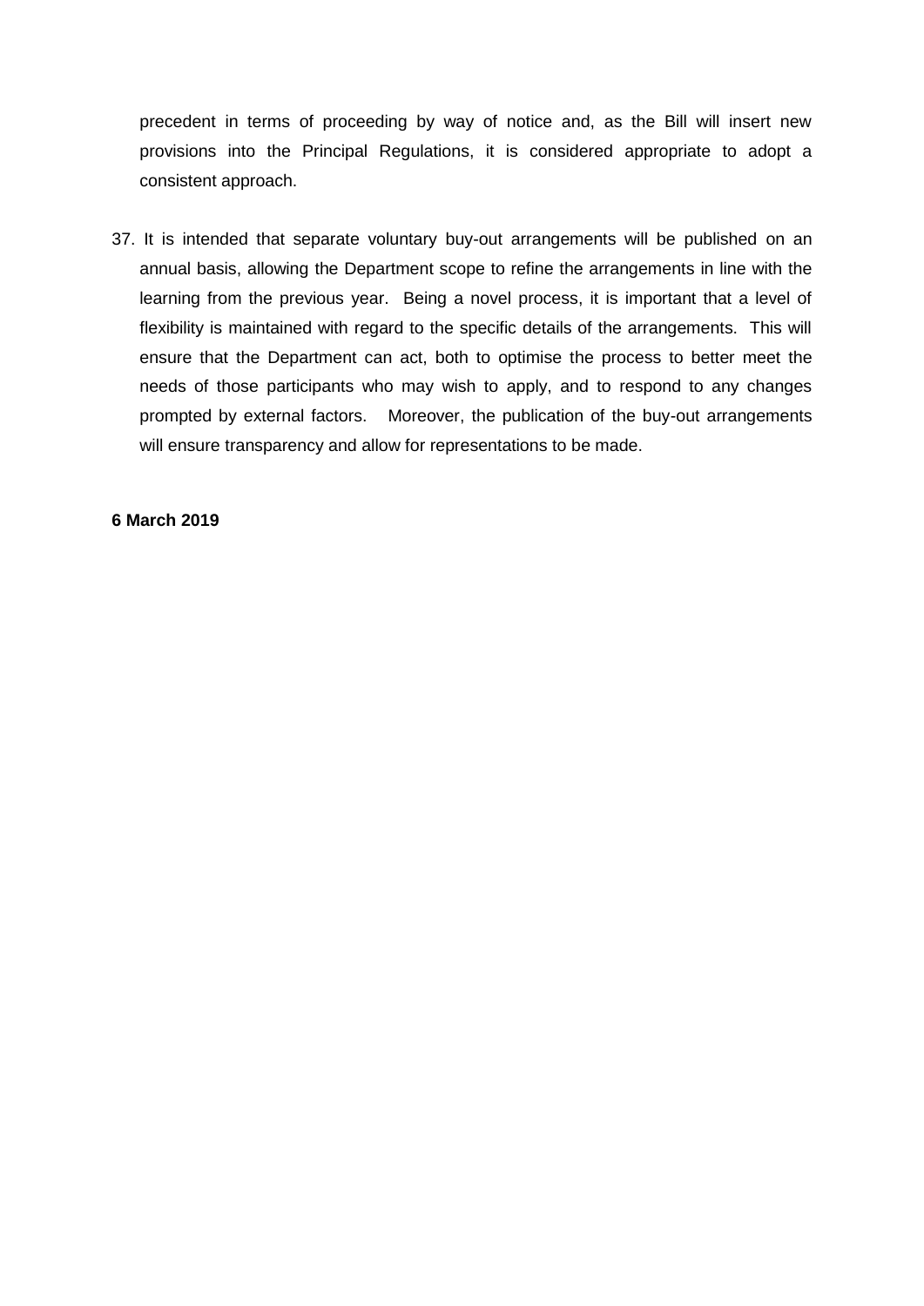precedent in terms of proceeding by way of notice and, as the Bill will insert new provisions into the Principal Regulations, it is considered appropriate to adopt a consistent approach.

37. It is intended that separate voluntary buy-out arrangements will be published on an annual basis, allowing the Department scope to refine the arrangements in line with the learning from the previous year. Being a novel process, it is important that a level of flexibility is maintained with regard to the specific details of the arrangements. This will ensure that the Department can act, both to optimise the process to better meet the needs of those participants who may wish to apply, and to respond to any changes prompted by external factors. Moreover, the publication of the buy-out arrangements will ensure transparency and allow for representations to be made.

**6 March 2019**